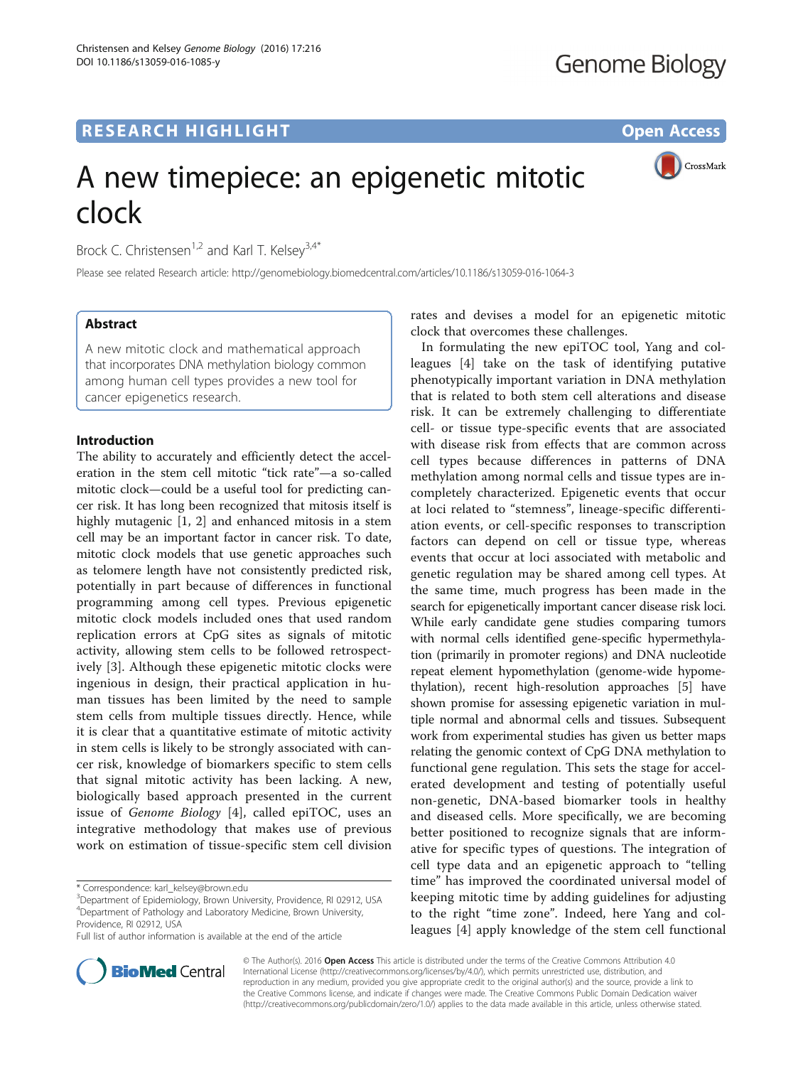RESEARCH HIGHLIGHT

Open Access

# A new timepiece: an epigenetic mitotic clock

Brock C. Christensen[1,2] and Karl T. Kelsey[3,4*]

Please see related Research article: http://genomebiology.biomedcentral.com/articles/10.1186/s13059-016-1064-3

## Abstract

A new mitotic clock and mathematical approach that incorporates DNA methylation biology common among human cell types provides a new tool for cancer epigenetics research.

## Introduction

The ability to accurately and efficiently detect the acceleration in the stem cell mitotic "tick rate"—a so-called mitotic clock—could be a useful tool for predicting cancer risk. It has long been recognized that mitosis itself is highly mutagenic [1, 2] and enhanced mitosis in a stem cell may be an important factor in cancer risk. To date, mitotic clock models that use genetic approaches such as telomere length have not consistently predicted risk, potentially in part because of differences in functional programming among cell types. Previous epigenetic mitotic clock models included ones that used random replication errors at CpG sites as signals of mitotic activity, allowing stem cells to be followed retrospectively [3]. Although these epigenetic mitotic clocks were ingenious in design, their practical application in human tissues has been limited by the need to sample stem cells from multiple tissues directly. Hence, while it is clear that a quantitative estimate of mitotic activity in stem cells is likely to be strongly associated with cancer risk, knowledge of biomarkers specific to stem cells that signal mitotic activity has been lacking. A new, biologically based approach presented in the current issue of *Genome Biology* [4], called epiTOC, uses an integrative methodology that makes use of previous work on estimation of tissue-specific stem cell division rates and devises a model for an epigenetic mitotic clock that overcomes these challenges.

In formulating the new epiTOC tool, Yang and colleagues [4] take on the task of identifying putative phenotypically important variation in DNA methylation that is related to both stem cell alterations and disease risk. It can be extremely challenging to differentiate cell- or tissue type-specific events that are associated with disease risk from effects that are common across cell types because differences in patterns of DNA methylation among normal cells and tissue types are incompletely characterized. Epigenetic events that occur at loci related to "stemness", lineage-specific differentiation events, or cell-specific responses to transcription factors can depend on cell or tissue type, whereas events that occur at loci associated with metabolic and genetic regulation may be shared among cell types. At the same time, much progress has been made in the search for epigenetically important cancer disease risk loci. While early candidate gene studies comparing tumors with normal cells identified gene-specific hypermethylation (primarily in promoter regions) and DNA nucleotide repeat element hypomethylation (genome-wide hypomethylation), recent high-resolution approaches [5] have shown promise for assessing epigenetic variation in multiple normal and abnormal cells and tissues. Subsequent work from experimental studies has given us better maps relating the genomic context of CpG DNA methylation to functional gene regulation. This sets the stage for accelerated development and testing of potentially useful non-genetic, DNA-based biomarker tools in healthy and diseased cells. More specifically, we are becoming better positioned to recognize signals that are informative for specific types of questions. The integration of cell type data and an epigenetic approach to "telling time" has improved the coordinated universal model of keeping mitotic time by adding guidelines for adjusting to the right "time zone". Indeed, here Yang and colleagues [4] apply knowledge of the stem cell functional

* Correspondence: karl_kelsey@brown.edu
[3]Department of Epidemiology, Brown University, Providence, RI 02912, USA
[4]Department of Pathology and Laboratory Medicine, Brown University, Providence, RI 02912, USA
Full list of author information is available at the end of the article

© The Author(s). 2016 **Open Access** This article is distributed under the terms of the Creative Commons Attribution 4.0 International License (http://creativecommons.org/licenses/by/4.0/), which permits unrestricted use, distribution, and reproduction in any medium, provided you give appropriate credit to the original author(s) and the source, provide a link to the Creative Commons license, and indicate if changes were made. The Creative Commons Public Domain Dedication waiver (http://creativecommons.org/publicdomain/zero/1.0/) applies to the data made available in this article, unless otherwise stated.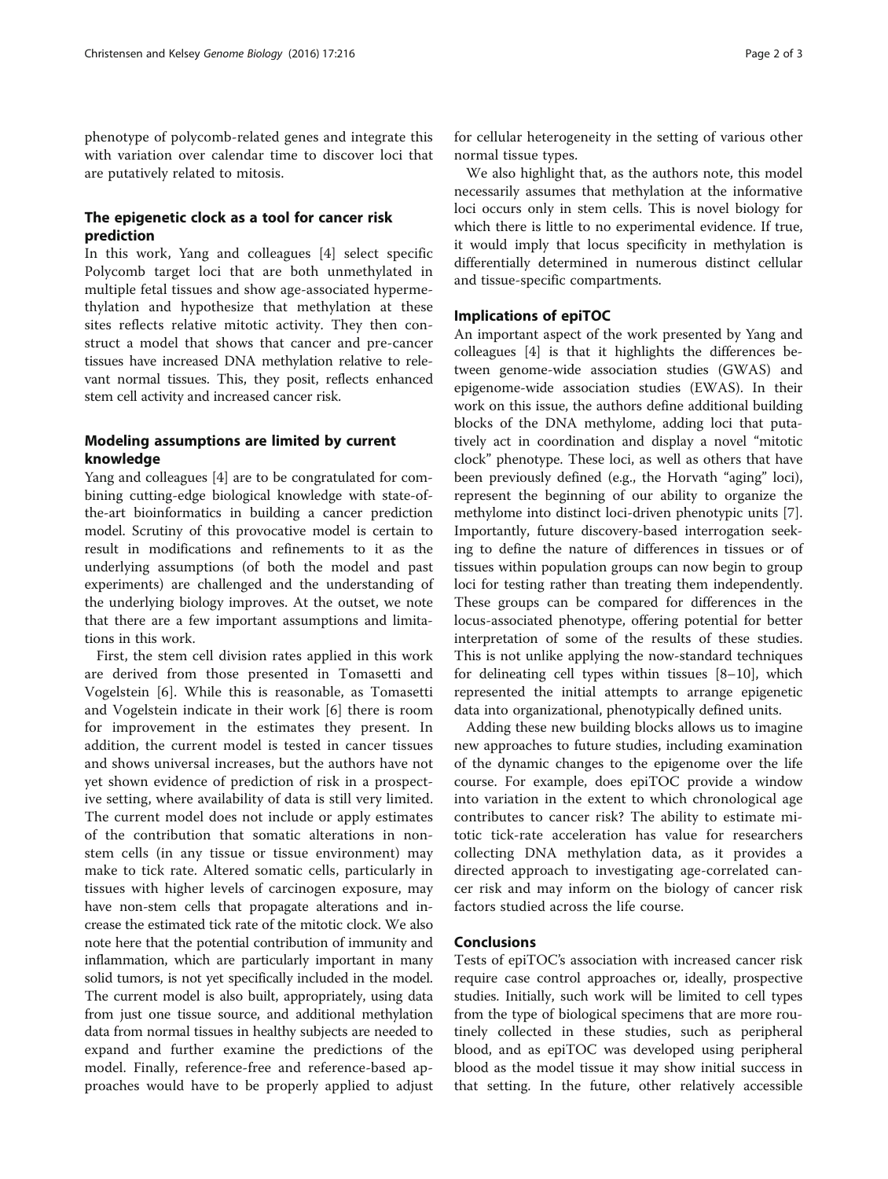phenotype of polycomb-related genes and integrate this with variation over calendar time to discover loci that are putatively related to mitosis.

## The epigenetic clock as a tool for cancer risk prediction

In this work, Yang and colleagues [4] select specific Polycomb target loci that are both unmethylated in multiple fetal tissues and show age-associated hypermethylation and hypothesize that methylation at these sites reflects relative mitotic activity. They then construct a model that shows that cancer and pre-cancer tissues have increased DNA methylation relative to relevant normal tissues. This, they posit, reflects enhanced stem cell activity and increased cancer risk.

## Modeling assumptions are limited by current knowledge

Yang and colleagues [4] are to be congratulated for combining cutting-edge biological knowledge with state-of-the-art bioinformatics in building a cancer prediction model. Scrutiny of this provocative model is certain to result in modifications and refinements to it as the underlying assumptions (of both the model and past experiments) are challenged and the understanding of the underlying biology improves. At the outset, we note that there are a few important assumptions and limitations in this work.

First, the stem cell division rates applied in this work are derived from those presented in Tomasetti and Vogelstein [6]. While this is reasonable, as Tomasetti and Vogelstein indicate in their work [6] there is room for improvement in the estimates they present. In addition, the current model is tested in cancer tissues and shows universal increases, but the authors have not yet shown evidence of prediction of risk in a prospective setting, where availability of data is still very limited. The current model does not include or apply estimates of the contribution that somatic alterations in non-stem cells (in any tissue or tissue environment) may make to tick rate. Altered somatic cells, particularly in tissues with higher levels of carcinogen exposure, may have non-stem cells that propagate alterations and increase the estimated tick rate of the mitotic clock. We also note here that the potential contribution of immunity and inflammation, which are particularly important in many solid tumors, is not yet specifically included in the model. The current model is also built, appropriately, using data from just one tissue source, and additional methylation data from normal tissues in healthy subjects are needed to expand and further examine the predictions of the model. Finally, reference-free and reference-based approaches would have to be properly applied to adjust for cellular heterogeneity in the setting of various other normal tissue types.

We also highlight that, as the authors note, this model necessarily assumes that methylation at the informative loci occurs only in stem cells. This is novel biology for which there is little to no experimental evidence. If true, it would imply that locus specificity in methylation is differentially determined in numerous distinct cellular and tissue-specific compartments.

## Implications of epiTOC

An important aspect of the work presented by Yang and colleagues [4] is that it highlights the differences between genome-wide association studies (GWAS) and epigenome-wide association studies (EWAS). In their work on this issue, the authors define additional building blocks of the DNA methylome, adding loci that putatively act in coordination and display a novel "mitotic clock" phenotype. These loci, as well as others that have been previously defined (e.g., the Horvath "aging" loci), represent the beginning of our ability to organize the methylome into distinct loci-driven phenotypic units [7]. Importantly, future discovery-based interrogation seeking to define the nature of differences in tissues or of tissues within population groups can now begin to group loci for testing rather than treating them independently. These groups can be compared for differences in the locus-associated phenotype, offering potential for better interpretation of some of the results of these studies. This is not unlike applying the now-standard techniques for delineating cell types within tissues [8–10], which represented the initial attempts to arrange epigenetic data into organizational, phenotypically defined units.

Adding these new building blocks allows us to imagine new approaches to future studies, including examination of the dynamic changes to the epigenome over the life course. For example, does epiTOC provide a window into variation in the extent to which chronological age contributes to cancer risk? The ability to estimate mitotic tick-rate acceleration has value for researchers collecting DNA methylation data, as it provides a directed approach to investigating age-correlated cancer risk and may inform on the biology of cancer risk factors studied across the life course.

## Conclusions

Tests of epiTOC's association with increased cancer risk require case control approaches or, ideally, prospective studies. Initially, such work will be limited to cell types from the type of biological specimens that are more routinely collected in these studies, such as peripheral blood, and as epiTOC was developed using peripheral blood as the model tissue it may show initial success in that setting. In the future, other relatively accessible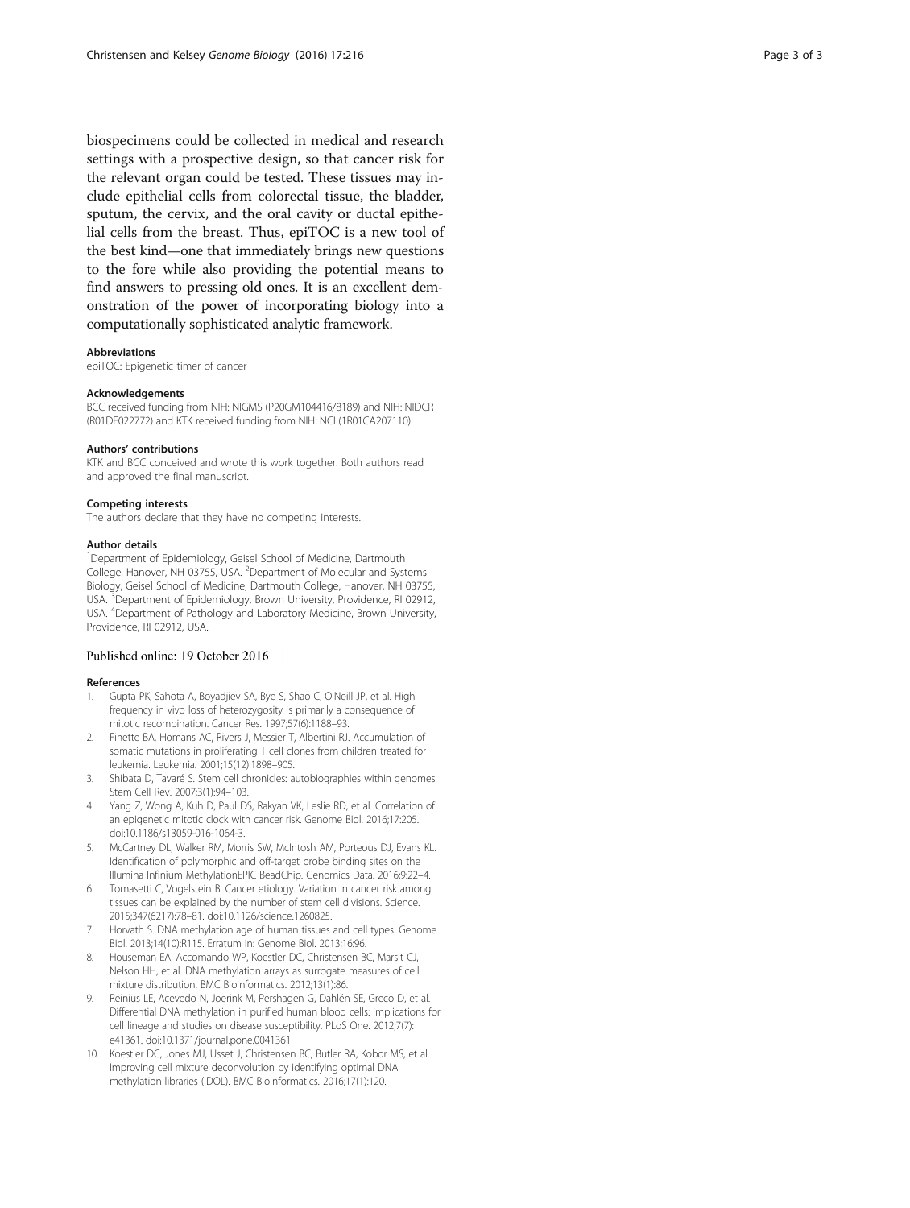biospecimens could be collected in medical and research settings with a prospective design, so that cancer risk for the relevant organ could be tested. These tissues may include epithelial cells from colorectal tissue, the bladder, sputum, the cervix, and the oral cavity or ductal epithelial cells from the breast. Thus, epiTOC is a new tool of the best kind—one that immediately brings new questions to the fore while also providing the potential means to find answers to pressing old ones. It is an excellent demonstration of the power of incorporating biology into a computationally sophisticated analytic framework.

#### Abbreviations

epiTOC: Epigenetic timer of cancer

#### Acknowledgements

BCC received funding from NIH: NIGMS (P20GM104416/8189) and NIH: NIDCR (R01DE022772) and KTK received funding from NIH: NCI (1R01CA207110).

#### Authors' contributions

KTK and BCC conceived and wrote this work together. Both authors read and approved the final manuscript.

#### Competing interests

The authors declare that they have no competing interests.

#### Author details

[1]Department of Epidemiology, Geisel School of Medicine, Dartmouth College, Hanover, NH 03755, USA. [2]Department of Molecular and Systems Biology, Geisel School of Medicine, Dartmouth College, Hanover, NH 03755, USA. [3]Department of Epidemiology, Brown University, Providence, RI 02912, USA. [4]Department of Pathology and Laboratory Medicine, Brown University, Providence, RI 02912, USA.

Published online: 19 October 2016

#### References

1. Gupta PK, Sahota A, Boyadjiev SA, Bye S, Shao C, O'Neill JP, et al. High frequency in vivo loss of heterozygosity is primarily a consequence of mitotic recombination. Cancer Res. 1997;57(6):1188–93.
2. Finette BA, Homans AC, Rivers J, Messier T, Albertini RJ. Accumulation of somatic mutations in proliferating T cell clones from children treated for leukemia. Leukemia. 2001;15(12):1898–905.
3. Shibata D, Tavaré S. Stem cell chronicles: autobiographies within genomes. Stem Cell Rev. 2007;3(1):94–103.
4. Yang Z, Wong A, Kuh D, Paul DS, Rakyan VK, Leslie RD, et al. Correlation of an epigenetic mitotic clock with cancer risk. Genome Biol. 2016;17:205. doi:10.1186/s13059-016-1064-3.
5. McCartney DL, Walker RM, Morris SW, McIntosh AM, Porteous DJ, Evans KL. Identification of polymorphic and off-target probe binding sites on the Illumina Infinium MethylationEPIC BeadChip. Genomics Data. 2016;9:22–4.
6. Tomasetti C, Vogelstein B. Cancer etiology. Variation in cancer risk among tissues can be explained by the number of stem cell divisions. Science. 2015;347(6217):78–81. doi:10.1126/science.1260825.
7. Horvath S. DNA methylation age of human tissues and cell types. Genome Biol. 2013;14(10):R115. Erratum in: Genome Biol. 2013;16:96.
8. Houseman EA, Accomando WP, Koestler DC, Christensen BC, Marsit CJ, Nelson HH, et al. DNA methylation arrays as surrogate measures of cell mixture distribution. BMC Bioinformatics. 2012;13(1):86.
9. Reinius LE, Acevedo N, Joerink M, Pershagen G, Dahlén SE, Greco D, et al. Differential DNA methylation in purified human blood cells: implications for cell lineage and studies on disease susceptibility. PLoS One. 2012;7(7): e41361. doi:10.1371/journal.pone.0041361.
10. Koestler DC, Jones MJ, Usset J, Christensen BC, Butler RA, Kobor MS, et al. Improving cell mixture deconvolution by identifying optimal DNA methylation libraries (IDOL). BMC Bioinformatics. 2016;17(1):120.